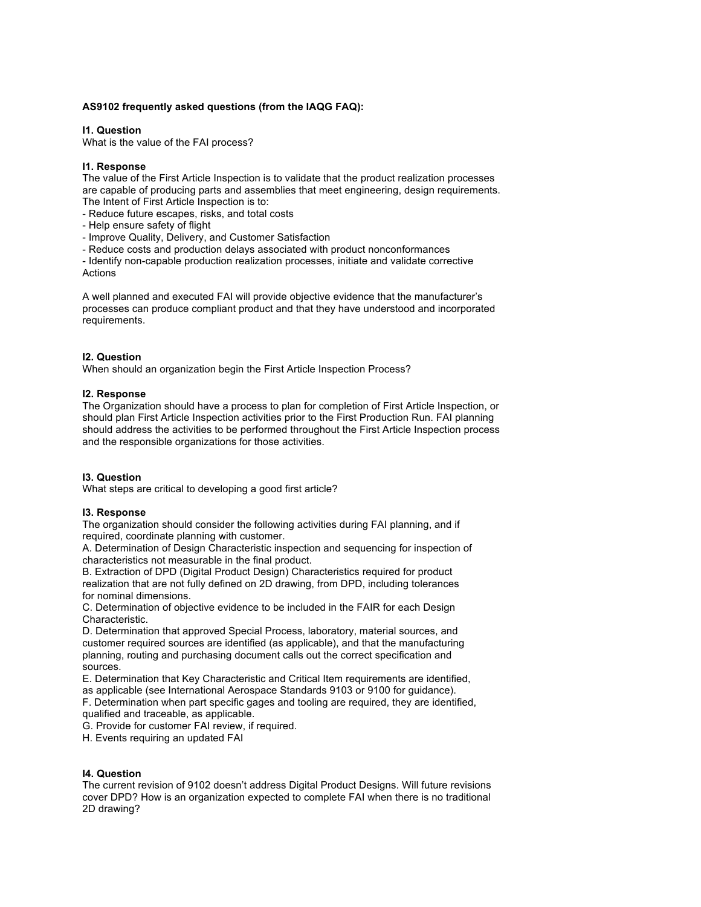**AS9102 frequently asked questions (from the IAQG FAQ):**

**I1. Question**
What is the value of the FAI process?

**I1. Response**
The value of the First Article Inspection is to validate that the product realization processes are capable of producing parts and assemblies that meet engineering, design requirements. The Intent of First Article Inspection is to:

- Reduce future escapes, risks, and total costs
- Help ensure safety of flight
- Improve Quality, Delivery, and Customer Satisfaction
- Reduce costs and production delays associated with product nonconformances
- Identify non-capable production realization processes, initiate and validate corrective Actions

A well planned and executed FAI will provide objective evidence that the manufacturer's processes can produce compliant product and that they have understood and incorporated requirements.

**I2. Question**
When should an organization begin the First Article Inspection Process?

**I2. Response**
The Organization should have a process to plan for completion of First Article Inspection, or should plan First Article Inspection activities prior to the First Production Run. FAI planning should address the activities to be performed throughout the First Article Inspection process and the responsible organizations for those activities.

**I3. Question**
What steps are critical to developing a good first article?

**I3. Response**
The organization should consider the following activities during FAI planning, and if required, coordinate planning with customer.

A. Determination of Design Characteristic inspection and sequencing for inspection of characteristics not measurable in the final product.
B. Extraction of DPD (Digital Product Design) Characteristics required for product realization that are not fully defined on 2D drawing, from DPD, including tolerances for nominal dimensions.
C. Determination of objective evidence to be included in the FAIR for each Design Characteristic.
D. Determination that approved Special Process, laboratory, material sources, and customer required sources are identified (as applicable), and that the manufacturing planning, routing and purchasing document calls out the correct specification and sources.
E. Determination that Key Characteristic and Critical Item requirements are identified, as applicable (see International Aerospace Standards 9103 or 9100 for guidance).
F. Determination when part specific gages and tooling are required, they are identified, qualified and traceable, as applicable.
G. Provide for customer FAI review, if required.
H. Events requiring an updated FAI

**I4. Question**
The current revision of 9102 doesn't address Digital Product Designs. Will future revisions cover DPD? How is an organization expected to complete FAI when there is no traditional 2D drawing?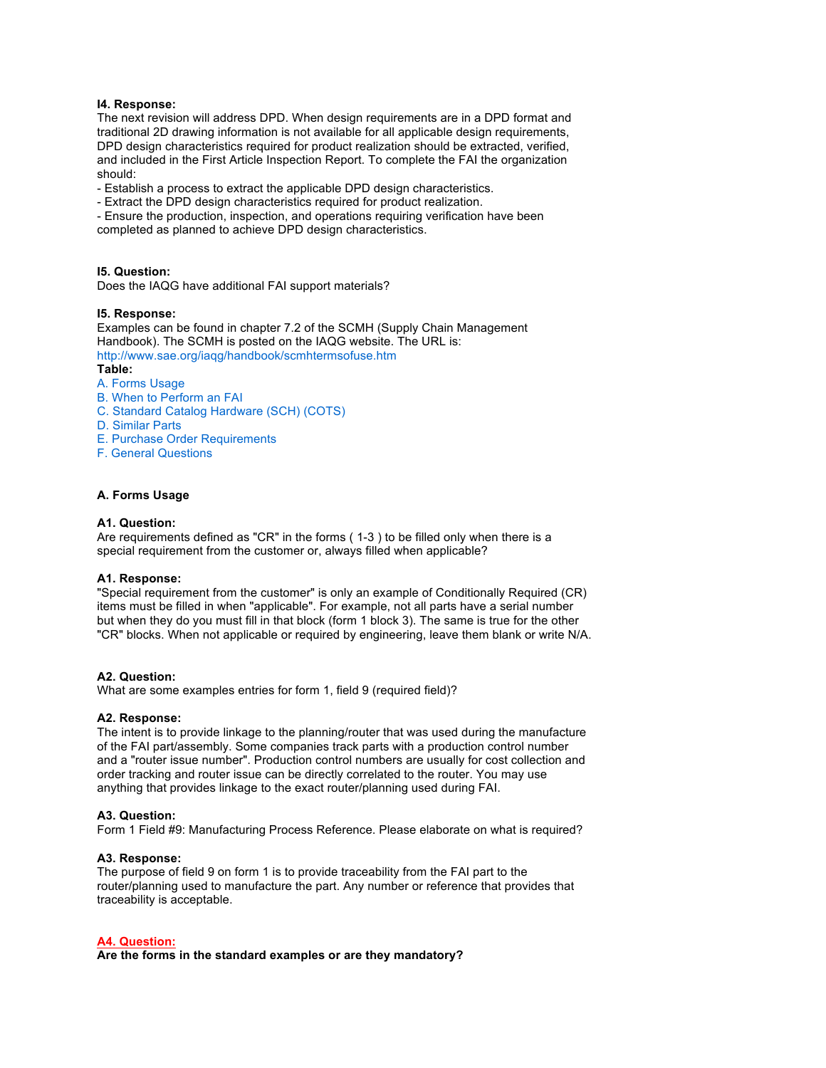**I4. Response:**
The next revision will address DPD. When design requirements are in a DPD format and traditional 2D drawing information is not available for all applicable design requirements, DPD design characteristics required for product realization should be extracted, verified, and included in the First Article Inspection Report. To complete the FAI the organization should:
- Establish a process to extract the applicable DPD design characteristics.
- Extract the DPD design characteristics required for product realization.
- Ensure the production, inspection, and operations requiring verification have been completed as planned to achieve DPD design characteristics.

**I5. Question:**
Does the IAQG have additional FAI support materials?

**I5. Response:**
Examples can be found in chapter 7.2 of the SCMH (Supply Chain Management Handbook). The SCMH is posted on the IAQG website. The URL is:
http://www.sae.org/iaqg/handbook/scmhtermsofuse.htm

**Table:**
A. Forms Usage
B. When to Perform an FAI
C. Standard Catalog Hardware (SCH) (COTS)
D. Similar Parts
E. Purchase Order Requirements
F. General Questions

### A. Forms Usage

**A1. Question:**
Are requirements defined as "CR" in the forms ( 1-3 ) to be filled only when there is a special requirement from the customer or, always filled when applicable?

**A1. Response:**
"Special requirement from the customer" is only an example of Conditionally Required (CR) items must be filled in when "applicable". For example, not all parts have a serial number but when they do you must fill in that block (form 1 block 3). The same is true for the other "CR" blocks. When not applicable or required by engineering, leave them blank or write N/A.

**A2. Question:**
What are some examples entries for form 1, field 9 (required field)?

**A2. Response:**
The intent is to provide linkage to the planning/router that was used during the manufacture of the FAI part/assembly. Some companies track parts with a production control number and a "router issue number". Production control numbers are usually for cost collection and order tracking and router issue can be directly correlated to the router. You may use anything that provides linkage to the exact router/planning used during FAI.

**A3. Question:**
Form 1 Field #9: Manufacturing Process Reference. Please elaborate on what is required?

**A3. Response:**
The purpose of field 9 on form 1 is to provide traceability from the FAI part to the router/planning used to manufacture the part. Any number or reference that provides that traceability is acceptable.

**A4. Question:**
**Are the forms in the standard examples or are they mandatory?**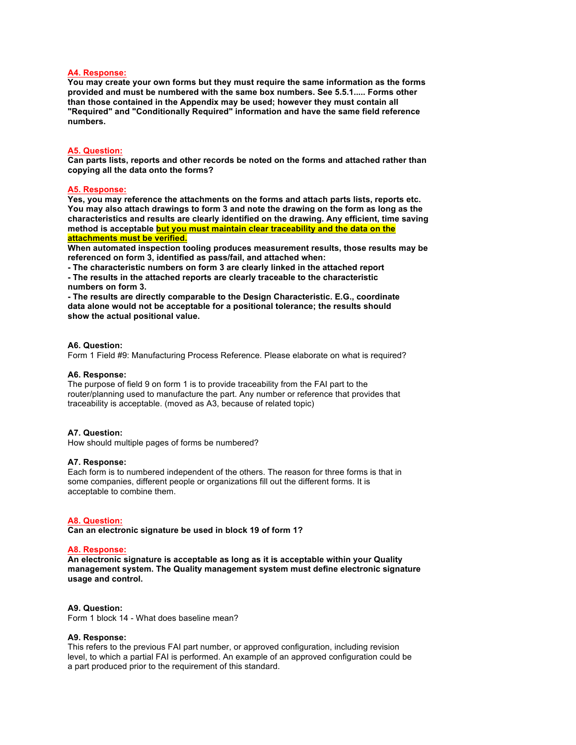**A4. Response:**

**You may create your own forms but they must require the same information as the forms provided and must be numbered with the same box numbers. See 5.5.1..... Forms other than those contained in the Appendix may be used; however they must contain all "Required" and "Conditionally Required" information and have the same field reference numbers.**

**A5. Question:**

**Can parts lists, reports and other records be noted on the forms and attached rather than copying all the data onto the forms?**

**A5. Response:**

**Yes, you may reference the attachments on the forms and attach parts lists, reports etc. You may also attach drawings to form 3 and note the drawing on the form as long as the characteristics and results are clearly identified on the drawing. Any efficient, time saving method is acceptable but you must maintain clear traceability and the data on the attachments must be verified.**

**When automated inspection tooling produces measurement results, those results may be referenced on form 3, identified as pass/fail, and attached when:**

**- The characteristic numbers on form 3 are clearly linked in the attached report**
**- The results in the attached reports are clearly traceable to the characteristic numbers on form 3.**
**- The results are directly comparable to the Design Characteristic. E.G., coordinate data alone would not be acceptable for a positional tolerance; the results should show the actual positional value.**

**A6. Question:**

Form 1 Field #9: Manufacturing Process Reference. Please elaborate on what is required?

**A6. Response:**

The purpose of field 9 on form 1 is to provide traceability from the FAI part to the router/planning used to manufacture the part. Any number or reference that provides that traceability is acceptable. (moved as A3, because of related topic)

**A7. Question:**

How should multiple pages of forms be numbered?

**A7. Response:**

Each form is to numbered independent of the others. The reason for three forms is that in some companies, different people or organizations fill out the different forms. It is acceptable to combine them.

**A8. Question:**

**Can an electronic signature be used in block 19 of form 1?**

**A8. Response:**

**An electronic signature is acceptable as long as it is acceptable within your Quality management system. The Quality management system must define electronic signature usage and control.**

**A9. Question:**

Form 1 block 14 - What does baseline mean?

**A9. Response:**

This refers to the previous FAI part number, or approved configuration, including revision level, to which a partial FAI is performed. An example of an approved configuration could be a part produced prior to the requirement of this standard.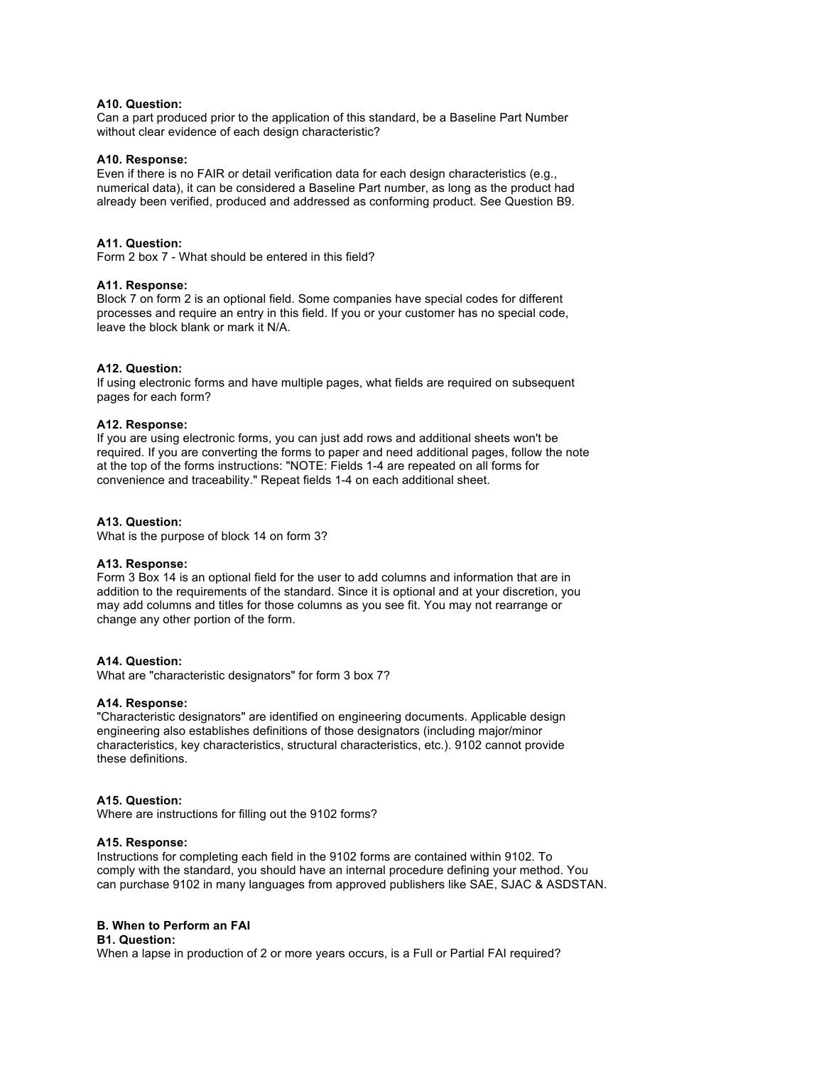**A10. Question:**
Can a part produced prior to the application of this standard, be a Baseline Part Number without clear evidence of each design characteristic?

**A10. Response:**
Even if there is no FAIR or detail verification data for each design characteristics (e.g., numerical data), it can be considered a Baseline Part number, as long as the product had already been verified, produced and addressed as conforming product. See Question B9.

**A11. Question:**
Form 2 box 7 - What should be entered in this field?

**A11. Response:**
Block 7 on form 2 is an optional field. Some companies have special codes for different processes and require an entry in this field. If you or your customer has no special code, leave the block blank or mark it N/A.

**A12. Question:**
If using electronic forms and have multiple pages, what fields are required on subsequent pages for each form?

**A12. Response:**
If you are using electronic forms, you can just add rows and additional sheets won't be required. If you are converting the forms to paper and need additional pages, follow the note at the top of the forms instructions: "NOTE: Fields 1-4 are repeated on all forms for convenience and traceability." Repeat fields 1-4 on each additional sheet.

**A13. Question:**
What is the purpose of block 14 on form 3?

**A13. Response:**
Form 3 Box 14 is an optional field for the user to add columns and information that are in addition to the requirements of the standard. Since it is optional and at your discretion, you may add columns and titles for those columns as you see fit. You may not rearrange or change any other portion of the form.

**A14. Question:**
What are "characteristic designators" for form 3 box 7?

**A14. Response:**
"Characteristic designators" are identified on engineering documents. Applicable design engineering also establishes definitions of those designators (including major/minor characteristics, key characteristics, structural characteristics, etc.). 9102 cannot provide these definitions.

**A15. Question:**
Where are instructions for filling out the 9102 forms?

**A15. Response:**
Instructions for completing each field in the 9102 forms are contained within 9102. To comply with the standard, you should have an internal procedure defining your method. You can purchase 9102 in many languages from approved publishers like SAE, SJAC & ASDSTAN.

## B. When to Perform an FAI

**B1. Question:**
When a lapse in production of 2 or more years occurs, is a Full or Partial FAI required?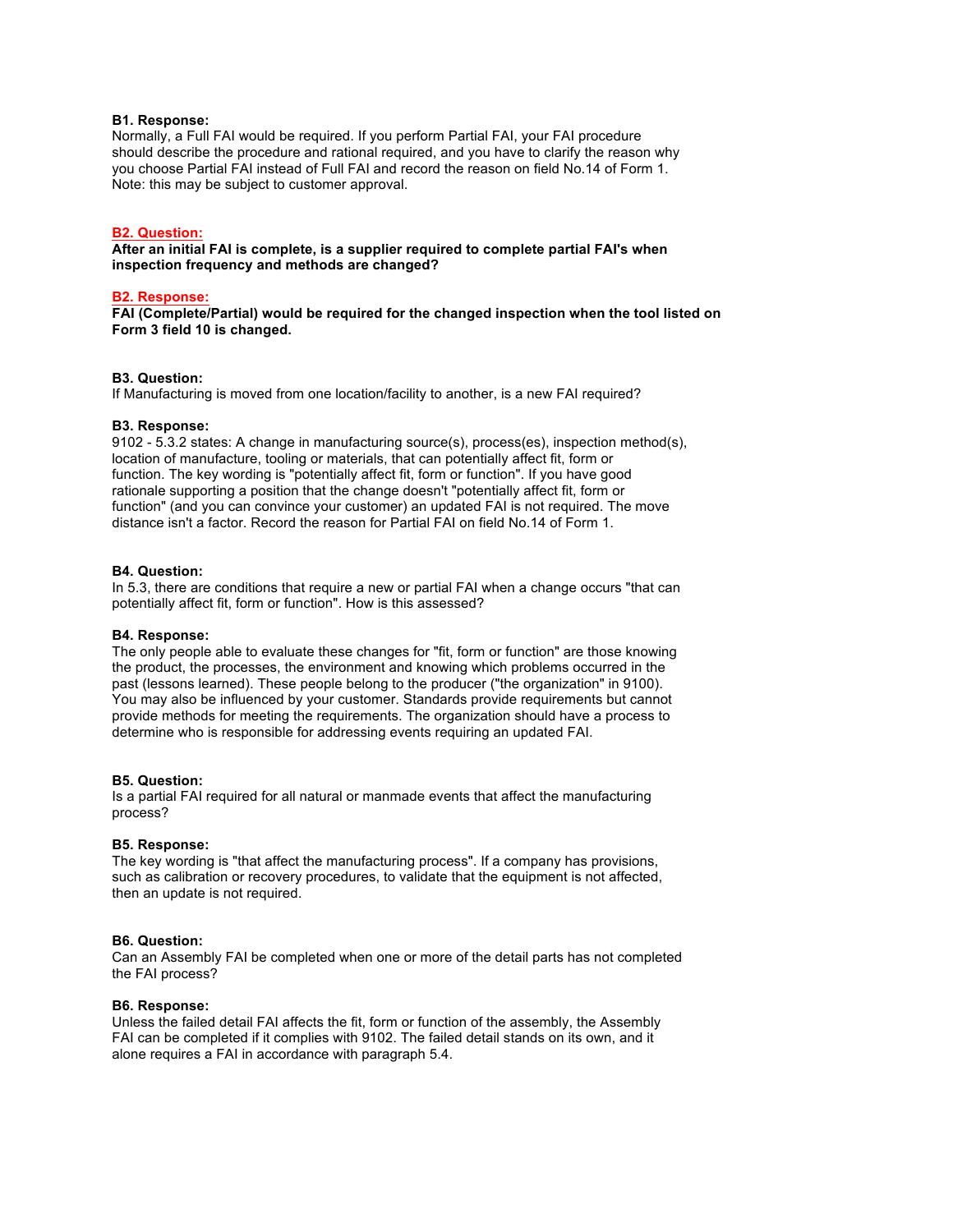**B1. Response:**
Normally, a Full FAI would be required. If you perform Partial FAI, your FAI procedure should describe the procedure and rational required, and you have to clarify the reason why you choose Partial FAI instead of Full FAI and record the reason on field No.14 of Form 1. Note: this may be subject to customer approval.

**B2. Question:**
**After an initial FAI is complete, is a supplier required to complete partial FAI's when inspection frequency and methods are changed?**

**B2. Response:**
**FAI (Complete/Partial) would be required for the changed inspection when the tool listed on Form 3 field 10 is changed.**

**B3. Question:**
If Manufacturing is moved from one location/facility to another, is a new FAI required?

**B3. Response:**
9102 - 5.3.2 states: A change in manufacturing source(s), process(es), inspection method(s), location of manufacture, tooling or materials, that can potentially affect fit, form or function. The key wording is "potentially affect fit, form or function". If you have good rationale supporting a position that the change doesn't "potentially affect fit, form or function" (and you can convince your customer) an updated FAI is not required. The move distance isn't a factor. Record the reason for Partial FAI on field No.14 of Form 1.

**B4. Question:**
In 5.3, there are conditions that require a new or partial FAI when a change occurs "that can potentially affect fit, form or function". How is this assessed?

**B4. Response:**
The only people able to evaluate these changes for "fit, form or function" are those knowing the product, the processes, the environment and knowing which problems occurred in the past (lessons learned). These people belong to the producer ("the organization" in 9100). You may also be influenced by your customer. Standards provide requirements but cannot provide methods for meeting the requirements. The organization should have a process to determine who is responsible for addressing events requiring an updated FAI.

**B5. Question:**
Is a partial FAI required for all natural or manmade events that affect the manufacturing process?

**B5. Response:**
The key wording is "that affect the manufacturing process". If a company has provisions, such as calibration or recovery procedures, to validate that the equipment is not affected, then an update is not required.

**B6. Question:**
Can an Assembly FAI be completed when one or more of the detail parts has not completed the FAI process?

**B6. Response:**
Unless the failed detail FAI affects the fit, form or function of the assembly, the Assembly FAI can be completed if it complies with 9102. The failed detail stands on its own, and it alone requires a FAI in accordance with paragraph 5.4.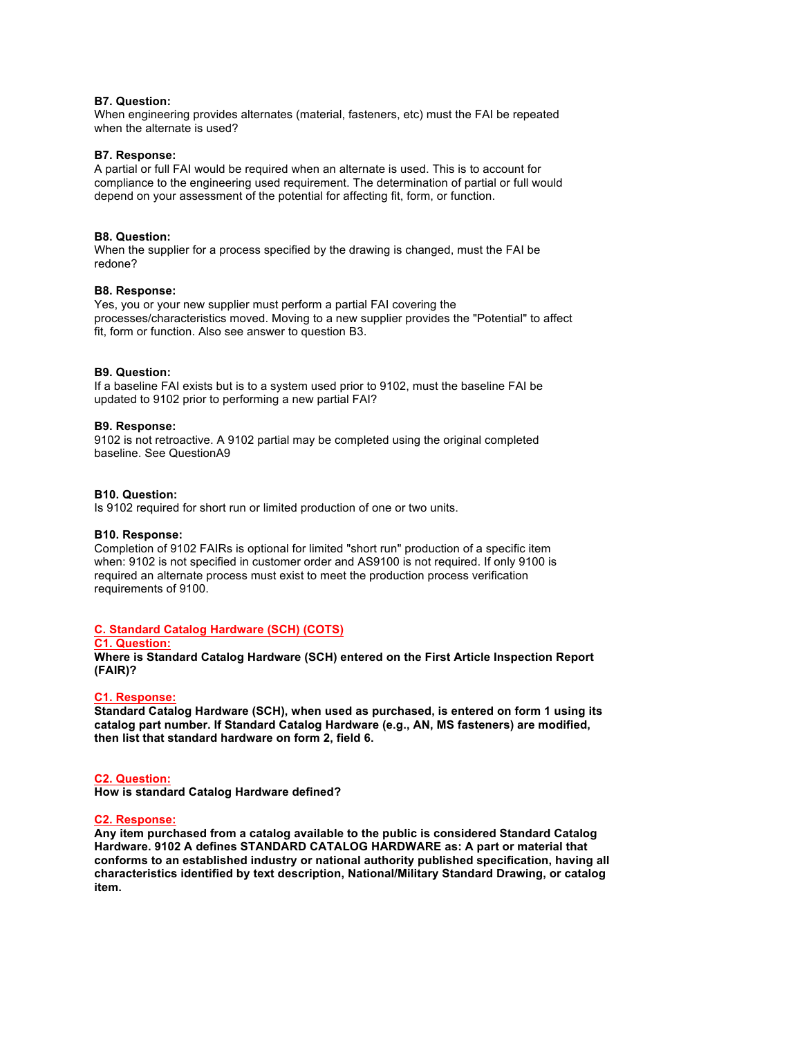**B7. Question:**
When engineering provides alternates (material, fasteners, etc) must the FAI be repeated when the alternate is used?

**B7. Response:**
A partial or full FAI would be required when an alternate is used. This is to account for compliance to the engineering used requirement. The determination of partial or full would depend on your assessment of the potential for affecting fit, form, or function.

**B8. Question:**
When the supplier for a process specified by the drawing is changed, must the FAI be redone?

**B8. Response:**
Yes, you or your new supplier must perform a partial FAI covering the processes/characteristics moved. Moving to a new supplier provides the "Potential" to affect fit, form or function. Also see answer to question B3.

**B9. Question:**
If a baseline FAI exists but is to a system used prior to 9102, must the baseline FAI be updated to 9102 prior to performing a new partial FAI?

**B9. Response:**
9102 is not retroactive. A 9102 partial may be completed using the original completed baseline. See QuestionA9

**B10. Question:**
Is 9102 required for short run or limited production of one or two units.

**B10. Response:**
Completion of 9102 FAIRs is optional for limited "short run" production of a specific item when: 9102 is not specified in customer order and AS9100 is not required. If only 9100 is required an alternate process must exist to meet the production process verification requirements of 9100.

## C. Standard Catalog Hardware (SCH) (COTS)

**C1. Question:**
**Where is Standard Catalog Hardware (SCH) entered on the First Article Inspection Report (FAIR)?**

**C1. Response:**
**Standard Catalog Hardware (SCH), when used as purchased, is entered on form 1 using its catalog part number. If Standard Catalog Hardware (e.g., AN, MS fasteners) are modified, then list that standard hardware on form 2, field 6.**

**C2. Question:**
**How is standard Catalog Hardware defined?**

**C2. Response:**
**Any item purchased from a catalog available to the public is considered Standard Catalog Hardware. 9102 A defines STANDARD CATALOG HARDWARE as: A part or material that conforms to an established industry or national authority published specification, having all characteristics identified by text description, National/Military Standard Drawing, or catalog item.**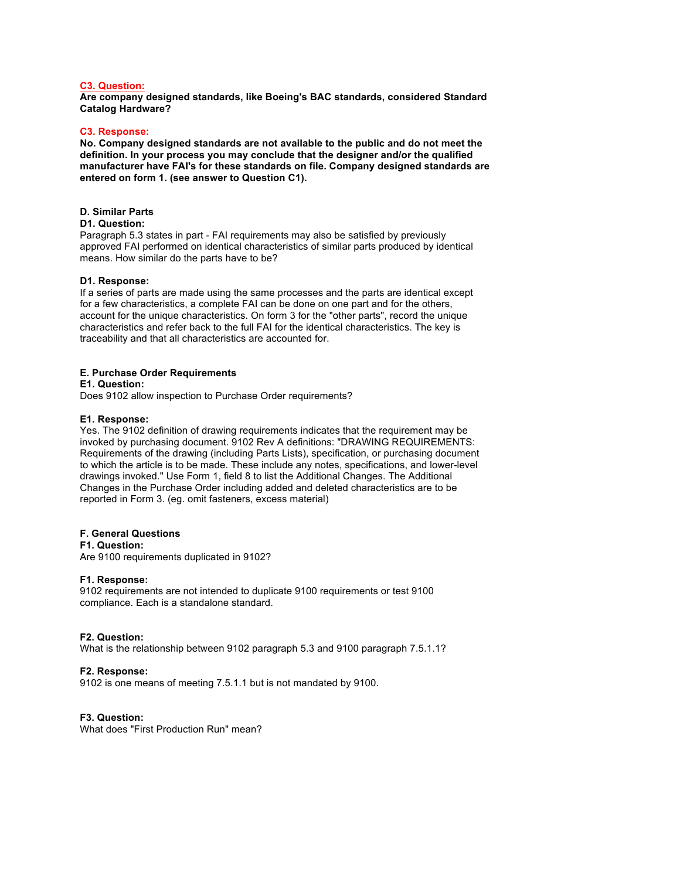**C3. Question:**
**Are company designed standards, like Boeing's BAC standards, considered Standard Catalog Hardware?**

**C3. Response:**
**No. Company designed standards are not available to the public and do not meet the definition. In your process you may conclude that the designer and/or the qualified manufacturer have FAI's for these standards on file. Company designed standards are entered on form 1. (see answer to Question C1).**

## D. Similar Parts

**D1. Question:**
Paragraph 5.3 states in part - FAI requirements may also be satisfied by previously approved FAI performed on identical characteristics of similar parts produced by identical means. How similar do the parts have to be?

**D1. Response:**
If a series of parts are made using the same processes and the parts are identical except for a few characteristics, a complete FAI can be done on one part and for the others, account for the unique characteristics. On form 3 for the "other parts", record the unique characteristics and refer back to the full FAI for the identical characteristics. The key is traceability and that all characteristics are accounted for.

## E. Purchase Order Requirements

**E1. Question:**
Does 9102 allow inspection to Purchase Order requirements?

**E1. Response:**
Yes. The 9102 definition of drawing requirements indicates that the requirement may be invoked by purchasing document. 9102 Rev A definitions: "DRAWING REQUIREMENTS: Requirements of the drawing (including Parts Lists), specification, or purchasing document to which the article is to be made. These include any notes, specifications, and lower-level drawings invoked." Use Form 1, field 8 to list the Additional Changes. The Additional Changes in the Purchase Order including added and deleted characteristics are to be reported in Form 3. (eg. omit fasteners, excess material)

## F. General Questions

**F1. Question:**
Are 9100 requirements duplicated in 9102?

**F1. Response:**
9102 requirements are not intended to duplicate 9100 requirements or test 9100 compliance. Each is a standalone standard.

**F2. Question:**
What is the relationship between 9102 paragraph 5.3 and 9100 paragraph 7.5.1.1?

**F2. Response:**
9102 is one means of meeting 7.5.1.1 but is not mandated by 9100.

**F3. Question:**
What does "First Production Run" mean?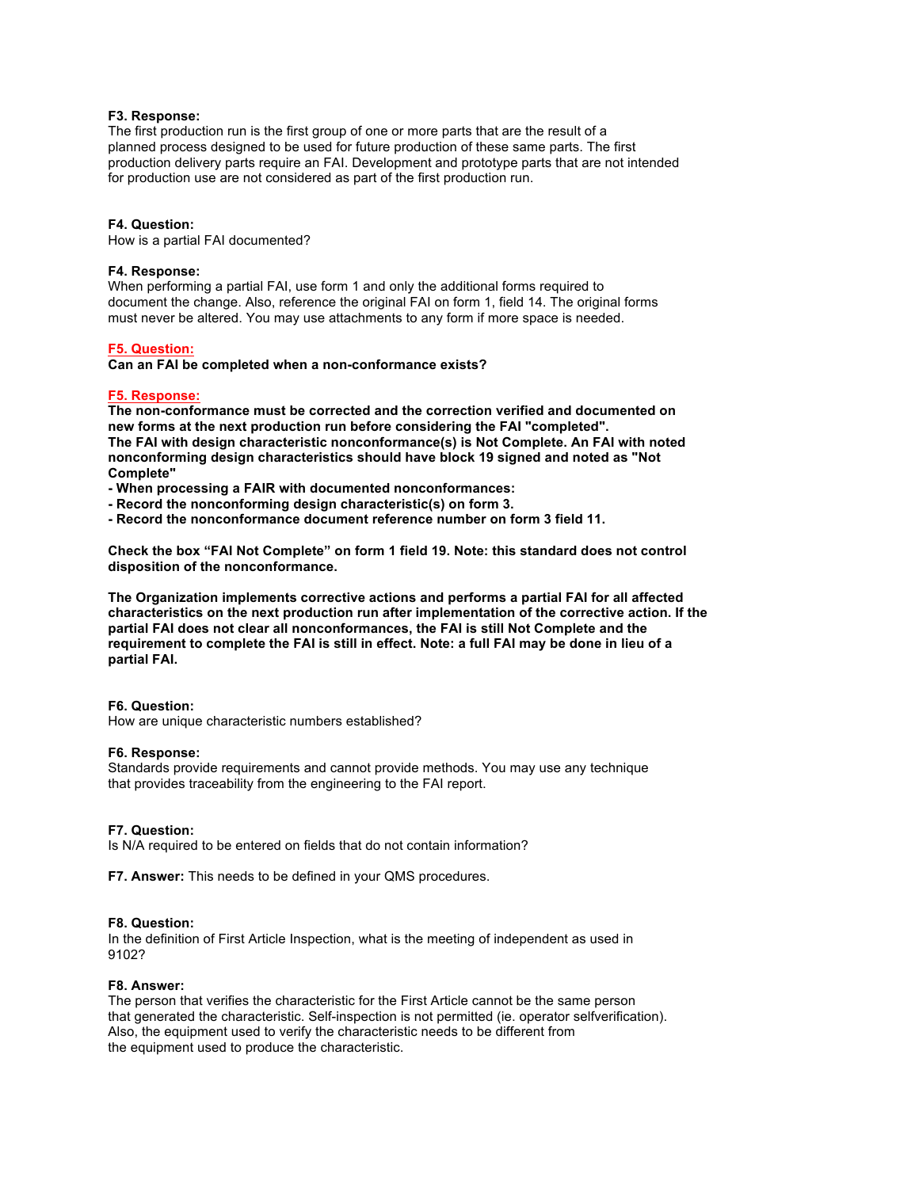**F3. Response:**
The first production run is the first group of one or more parts that are the result of a planned process designed to be used for future production of these same parts. The first production delivery parts require an FAI. Development and prototype parts that are not intended for production use are not considered as part of the first production run.

**F4. Question:**
How is a partial FAI documented?

**F4. Response:**
When performing a partial FAI, use form 1 and only the additional forms required to document the change. Also, reference the original FAI on form 1, field 14. The original forms must never be altered. You may use attachments to any form if more space is needed.

**F5. Question:**
**Can an FAI be completed when a non-conformance exists?**

**F5. Response:**
**The non-conformance must be corrected and the correction verified and documented on new forms at the next production run before considering the FAI "completed".**
**The FAI with design characteristic nonconformance(s) is Not Complete. An FAI with noted nonconforming design characteristics should have block 19 signed and noted as "Not Complete"**
**- When processing a FAIR with documented nonconformances:**
**- Record the nonconforming design characteristic(s) on form 3.**
**- Record the nonconformance document reference number on form 3 field 11.**

**Check the box "FAI Not Complete" on form 1 field 19. Note: this standard does not control disposition of the nonconformance.**

**The Organization implements corrective actions and performs a partial FAI for all affected characteristics on the next production run after implementation of the corrective action. If the partial FAI does not clear all nonconformances, the FAI is still Not Complete and the requirement to complete the FAI is still in effect. Note: a full FAI may be done in lieu of a partial FAI.**

**F6. Question:**
How are unique characteristic numbers established?

**F6. Response:**
Standards provide requirements and cannot provide methods. You may use any technique that provides traceability from the engineering to the FAI report.

**F7. Question:**
Is N/A required to be entered on fields that do not contain information?

**F7. Answer:** This needs to be defined in your QMS procedures.

**F8. Question:**
In the definition of First Article Inspection, what is the meeting of independent as used in 9102?

**F8. Answer:**
The person that verifies the characteristic for the First Article cannot be the same person that generated the characteristic. Self-inspection is not permitted (ie. operator selfverification). Also, the equipment used to verify the characteristic needs to be different from the equipment used to produce the characteristic.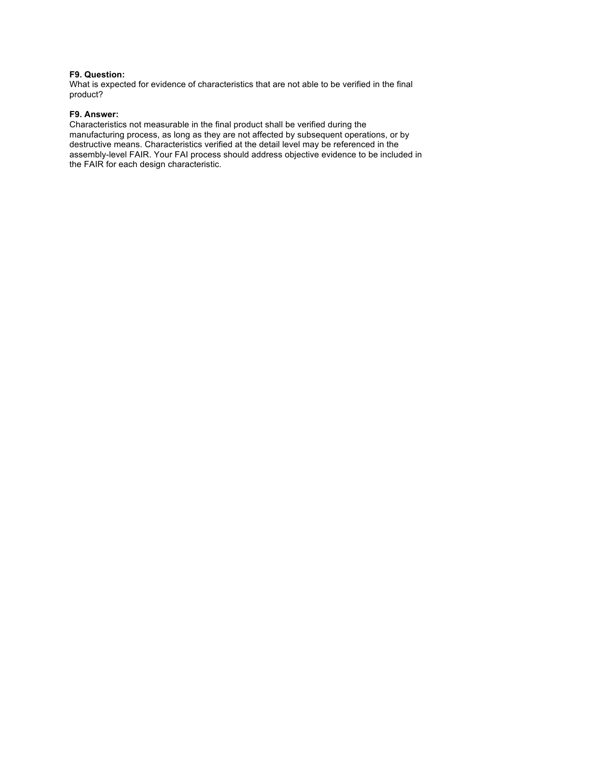**F9. Question:**
What is expected for evidence of characteristics that are not able to be verified in the final product?

**F9. Answer:**
Characteristics not measurable in the final product shall be verified during the manufacturing process, as long as they are not affected by subsequent operations, or by destructive means. Characteristics verified at the detail level may be referenced in the assembly-level FAIR. Your FAI process should address objective evidence to be included in the FAIR for each design characteristic.